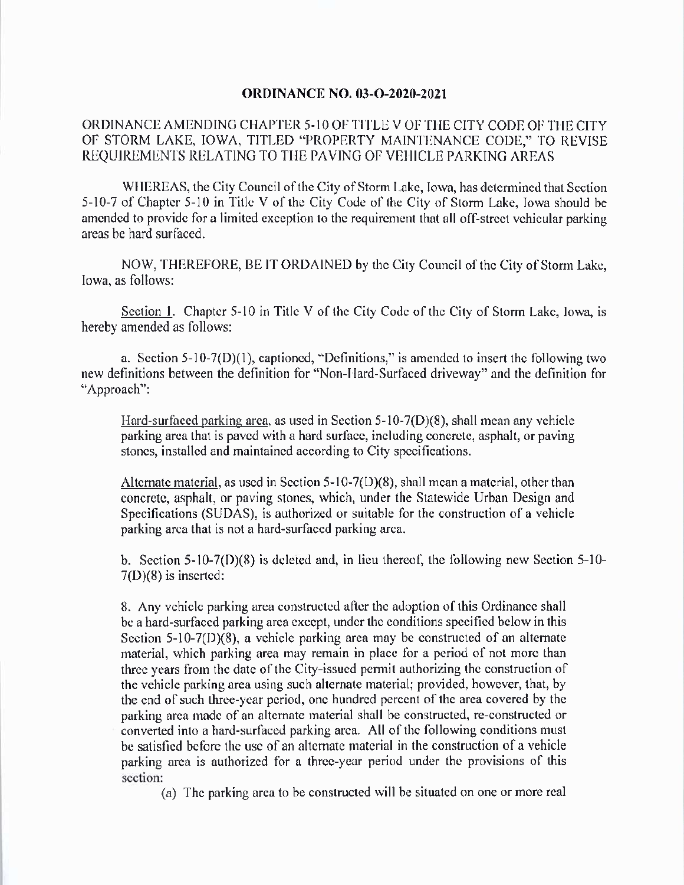# ORDINANCE NO. 03-O-2020-2021

ORDINANCE AMENDING CHAPTER 5-10 OF TITLE V OF THE CITY CODE OF THE CITY OF STORM LAKE, IOWA, TITLED "PROPERTY MAINTENANCE CODE," TO REVISE REQUIREMENTS RELATING TO THE PAVING OF VEHICLE PARKING AREAS

WHEREAS, the City Council of the City of Storm Lake, Iowa, has determined that Section 5-10-7 of Chapter 5-10 in Title V of the City Code of the City of Storm Lake, Iowa should be amended to provide for a limited exception to the requirement that all off-street vehicular parking areas be hard surfaced.

NOW, THEREFORE, BE IT ORDAINED by the City Council of the City of Storm Lake, Iowa, as follows:

Section 1. Chapter 5-10 in Title V of the City Code of the City of Storm Lake, Iowa, is hereby amended as follows:

a. Section 5-10-7(D)(1), captioned, "Definitions," is amended to insert the following two new definitions between the definition for "Non-Hard-Surfaced driveway" and the definition for "Approach":

Hard-surfaced parking area, as used in Section 5-10-7(D)(8), shall mean any vehicle parking area that is paved with a hard surface, including concrete, asphalt, or paving stones, installed and maintained according to City specifications.

Alternate material, as used in Section 5-10-7(D)(8), shall mean a material, other than concrete, asphalt, or paving stones, which, under the Statewide Urban Design and Specifications (SUDAS), is authorized or suitable for the construction of a vehicle parking area that is not a hard-surfaced parking area.

b. Section 5-10-7(D)(8) is deleted and, in lieu thereof, the following new Section 5-10-7(D)(8) is inserted:

8. Any vehicle parking area constructed after the adoption of this Ordinance shall be a hard-surfaced parking area except, under the conditions specified below in this Section 5-10-7(D)(8), a vehicle parking area may be constructed of an alternate material, which parking area may remain in place for a period of not more than three years from the date of the City-issued permit authorizing the construction of the vehicle parking area using such alternate material; provided, however, that, by the end of such three-year period, one hundred percent of the area covered by the parking area made of an alternate material shall be constructed, re-constructed or converted into a hard-surfaced parking area. All of the following conditions must be satisfied before the use of an alternate material in the construction of a vehicle parking area is authorized for a three-year period under the provisions of this section:

(a) The parking area to be constructed will be situated on one or more real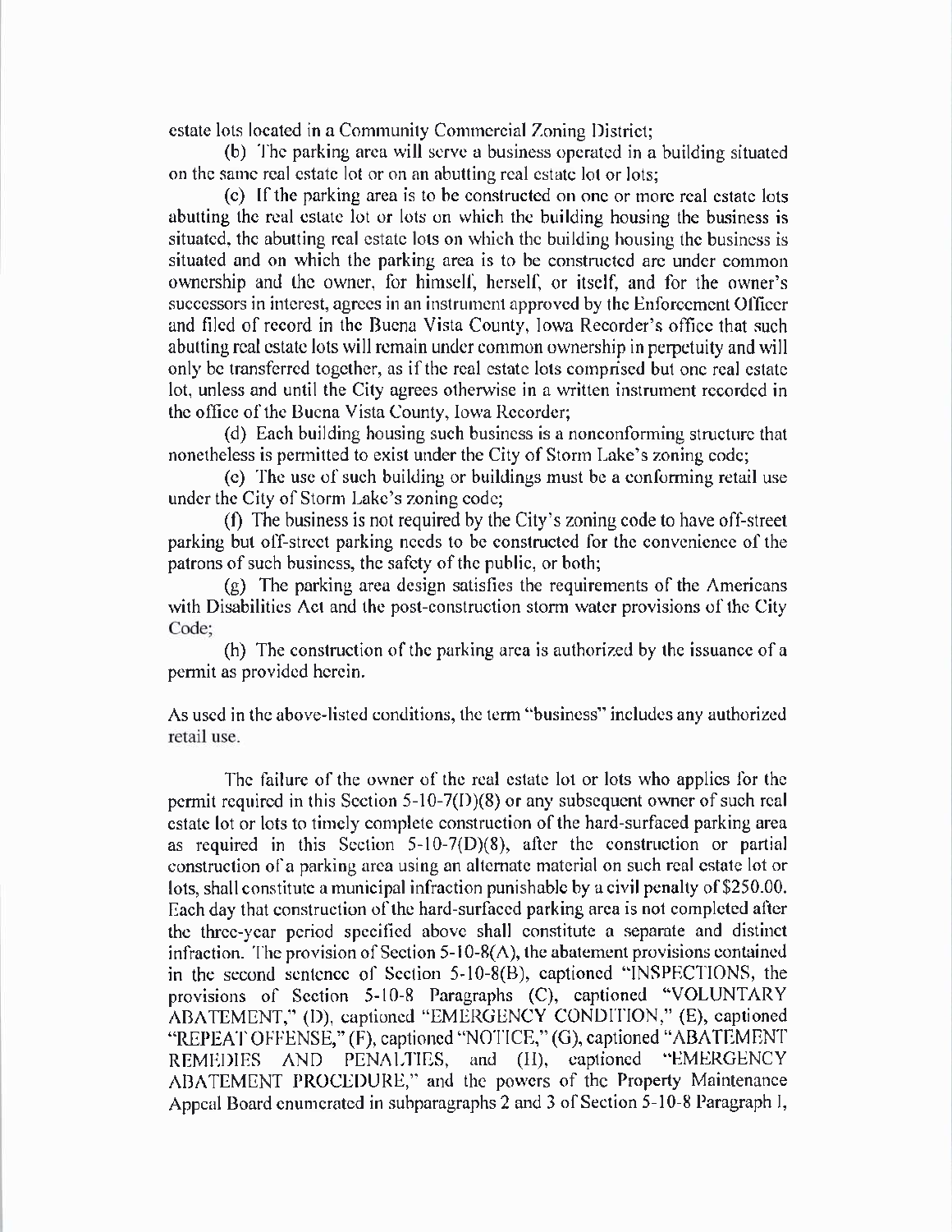estate lots located in a Community Commercial Zoning District;

(b) The parking area will serve a business operated in a building situated on the same real estate lot or on an abutting real estate lot or lots;

(c) If the parking area is to be constructed on one or more real estate lots abutting the real estate lot or lots on which the building housing the business is situated, the abutting real estate lots on which the building housing the business is situated and on which the parking area is to be constructed are under common ownership and the owner, for himself, herself, or itself, and for the owner's successors in interest, agrees in an instrument approved by the Enforcement Officer and filed of record in the Buena Vista County, Iowa Recorder's office that such abutting real estate lots will remain under common ownership in perpetuity and will only be transferred together, as if the real estate lots comprised but one real estate lot, unless and until the City agrees otherwise in a written instrument recorded in the office of the Buena Vista County, Iowa Recorder;

(d) Each building housing such business is a nonconforming structure that nonetheless is permitted to exist under the City of Storm Lake's zoning code;

(e) The use of such building or buildings must be a conforming retail use under the City of Storm Lake's zoning code;

(f) The business is not required by the City's zoning code to have off-street parking but off-street parking needs to be constructed for the convenience of the patrons of such business, the safety of the public, or both;

(g) The parking area design satisfies the requirements of the Americans with Disabilities Act and the post-construction storm water provisions of the City Code;

(h) The construction of the parking area is authorized by the issuance of a permit as provided herein.

As used in the above-listed conditions, the term "business" includes any authorized retail use.

The failure of the owner of the real estate lot or lots who applies for the permit required in this Section 5-10-7(D)(8) or any subsequent owner of such real estate lot or lots to timely complete construction of the hard-surfaced parking area as required in this Section 5-10-7(D)(8), after the construction or partial construction of a parking area using an alternate material on such real estate lot or lots, shall constitute a municipal infraction punishable by a civil penalty of $250.00. Each day that construction of the hard-surfaced parking area is not completed after the three-year period specified above shall constitute a separate and distinct infraction. The provision of Section 5-10-8(A), the abatement provisions contained in the second sentence of Section 5-10-8(B), captioned "INSPECTIONS, the provisions of Section 5-10-8 Paragraphs (C), captioned "VOLUNTARY ABATEMENT," (D), captioned "EMERGENCY CONDITION," (E), captioned "REPEAT OFFENSE," (F), captioned "NOTICE," (G), captioned "ABATEMENT REMEDIES AND PENALTIES, and (H), captioned "EMERGENCY ABATEMENT PROCEDURE," and the powers of the Property Maintenance Appeal Board enumerated in subparagraphs 2 and 3 of Section 5-10-8 Paragraph I,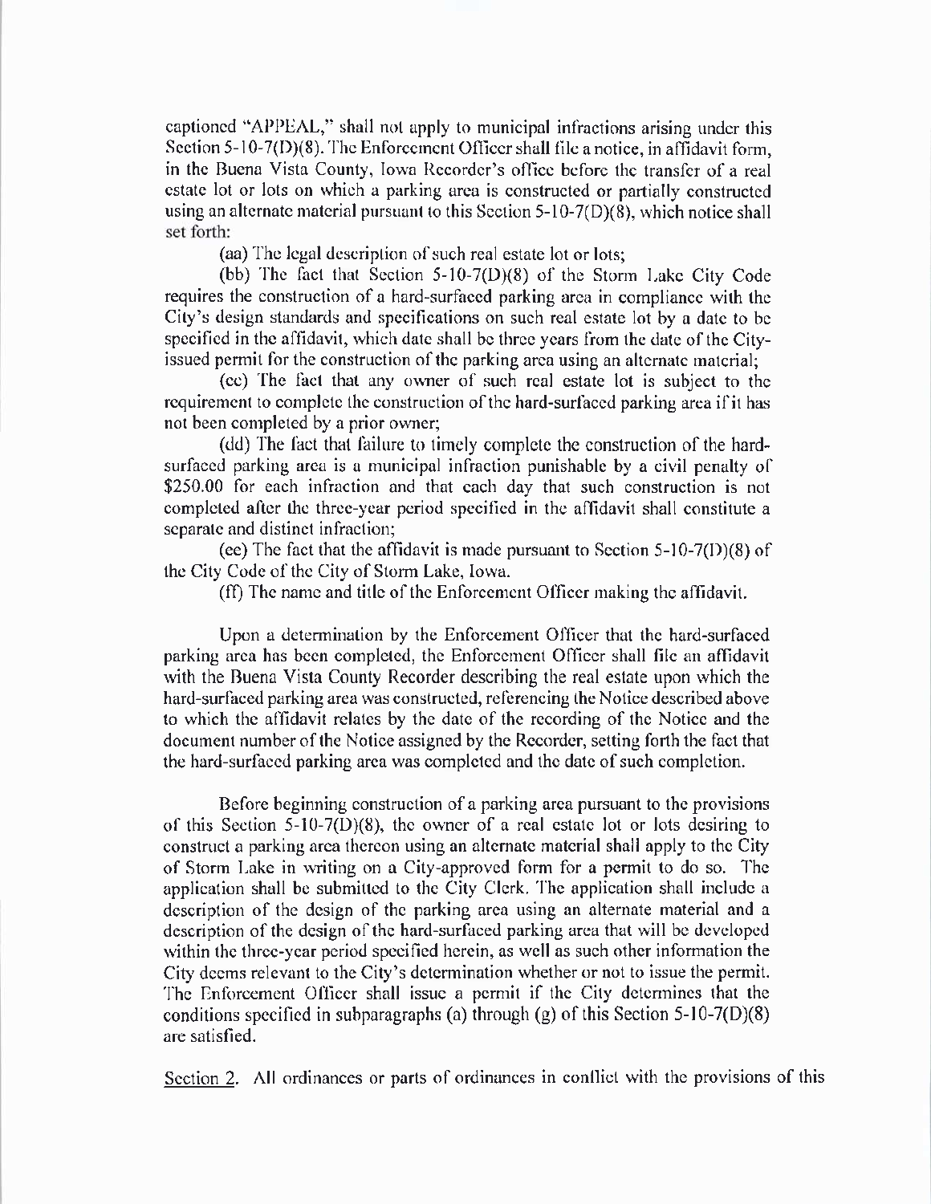captioned "APPEAL," shall not apply to municipal infractions arising under this Section 5-10-7(D)(8). The Enforcement Officer shall file a notice, in affidavit form, in the Buena Vista County, Iowa Recorder's office before the transfer of a real estate lot or lots on which a parking area is constructed or partially constructed using an alternate material pursuant to this Section 5-10-7(D)(8), which notice shall set forth:

(aa) The legal description of such real estate lot or lots;

(bb) The fact that Section 5-10-7(D)(8) of the Storm Lake City Code requires the construction of a hard-surfaced parking area in compliance with the City's design standards and specifications on such real estate lot by a date to be specified in the affidavit, which date shall be three years from the date of the City-issued permit for the construction of the parking area using an alternate material;

(cc) The fact that any owner of such real estate lot is subject to the requirement to complete the construction of the hard-surfaced parking area if it has not been completed by a prior owner;

(dd) The fact that failure to timely complete the construction of the hard-surfaced parking area is a municipal infraction punishable by a civil penalty of $250.00 for each infraction and that each day that such construction is not completed after the three-year period specified in the affidavit shall constitute a separate and distinct infraction;

(ee) The fact that the affidavit is made pursuant to Section 5-10-7(D)(8) of the City Code of the City of Storm Lake, Iowa.

(ff) The name and title of the Enforcement Officer making the affidavit.

Upon a determination by the Enforcement Officer that the hard-surfaced parking area has been completed, the Enforcement Officer shall file an affidavit with the Buena Vista County Recorder describing the real estate upon which the hard-surfaced parking area was constructed, referencing the Notice described above to which the affidavit relates by the date of the recording of the Notice and the document number of the Notice assigned by the Recorder, setting forth the fact that the hard-surfaced parking area was completed and the date of such completion.

Before beginning construction of a parking area pursuant to the provisions of this Section 5-10-7(D)(8), the owner of a real estate lot or lots desiring to construct a parking area thereon using an alternate material shall apply to the City of Storm Lake in writing on a City-approved form for a permit to do so. The application shall be submitted to the City Clerk. The application shall include a description of the design of the parking area using an alternate material and a description of the design of the hard-surfaced parking area that will be developed within the three-year period specified herein, as well as such other information the City deems relevant to the City's determination whether or not to issue the permit. The Enforcement Officer shall issue a permit if the City determines that the conditions specified in subparagraphs (a) through (g) of this Section 5-10-7(D)(8) are satisfied.

Section 2. All ordinances or parts of ordinances in conflict with the provisions of this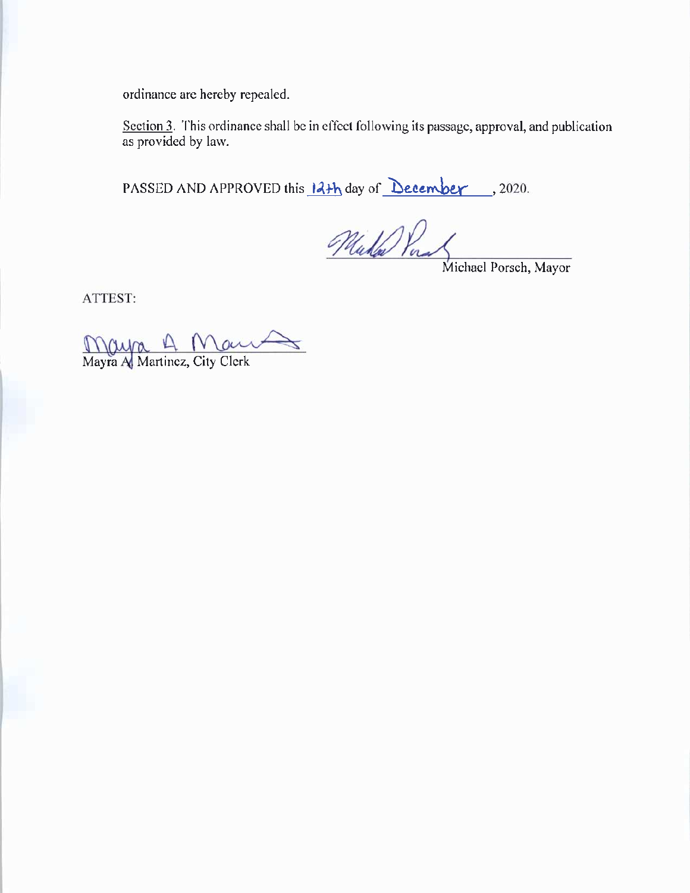ordinance are hereby repealed.

Section 3. This ordinance shall be in effect following its passage, approval, and publication as provided by law.

PASSED AND APPROVED this 12th day of December, 2020.

Michael Porsch, Mayor

ATTEST:

Mayra A. Martinez, City Clerk